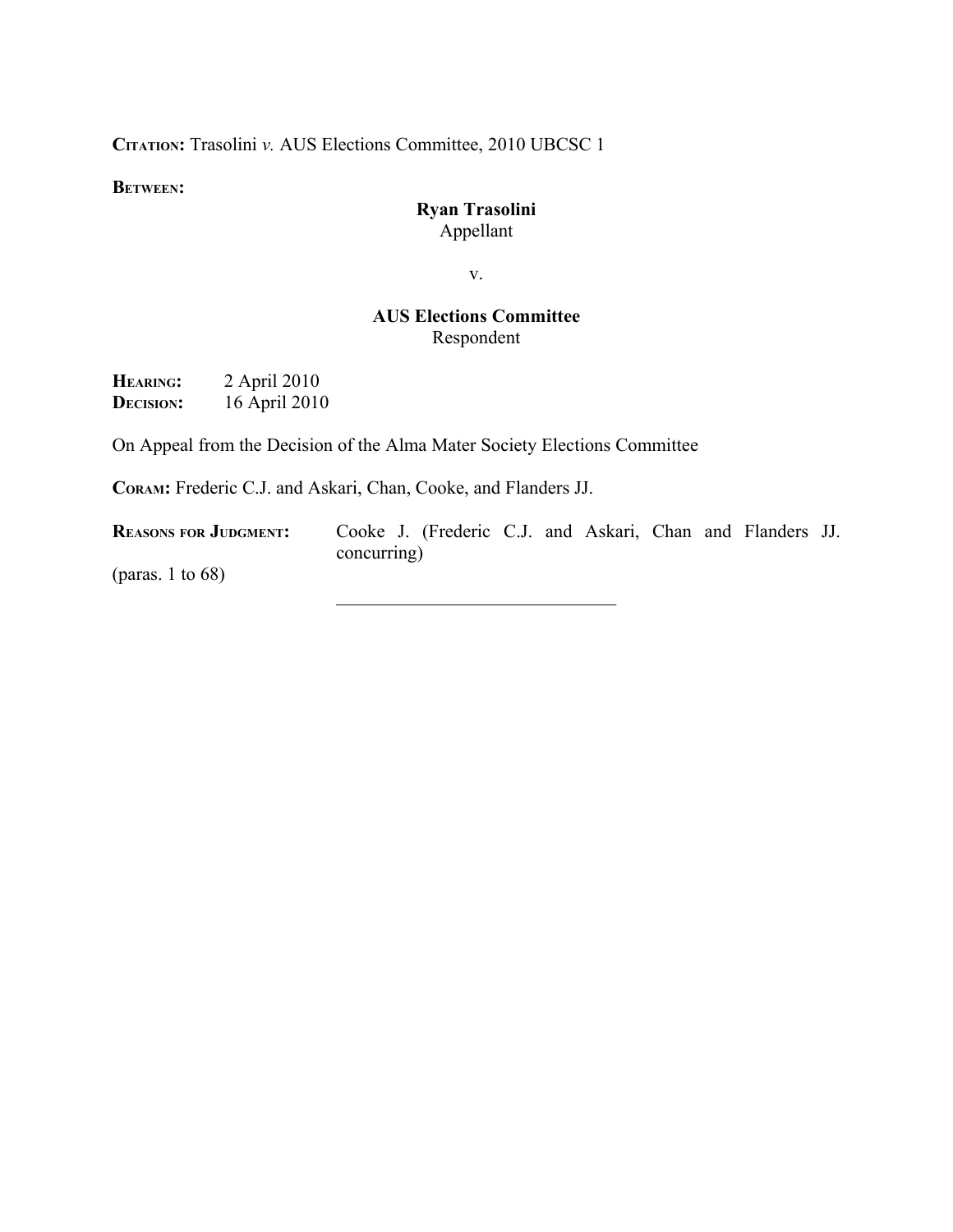**CITATION:** Trasolini *v.* AUS Elections Committee, 2010 UBCSC 1

**BETWEEN:**

**Ryan Trasolini**
Appellant

v.

**AUS Elections Committee**
Respondent

**HEARING:** 2 April 2010
**DECISION:** 16 April 2010

On Appeal from the Decision of the Alma Mater Society Elections Committee

**CORAM:** Frederic C.J. and Askari, Chan, Cooke, and Flanders JJ.

**REASONS FOR JUDGMENT:** Cooke J. (Frederic C.J. and Askari, Chan and Flanders JJ. concurring)
(paras. 1 to 68)

---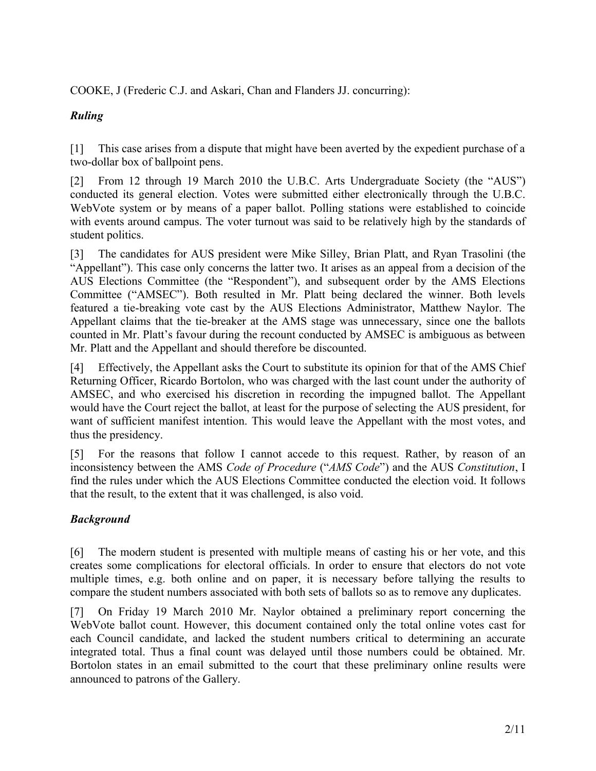COOKE, J (Frederic C.J. and Askari, Chan and Flanders JJ. concurring):

## *Ruling*

[1] This case arises from a dispute that might have been averted by the expedient purchase of a two-dollar box of ballpoint pens.

[2] From 12 through 19 March 2010 the U.B.C. Arts Undergraduate Society (the "AUS") conducted its general election. Votes were submitted either electronically through the U.B.C. WebVote system or by means of a paper ballot. Polling stations were established to coincide with events around campus. The voter turnout was said to be relatively high by the standards of student politics.

[3] The candidates for AUS president were Mike Silley, Brian Platt, and Ryan Trasolini (the "Appellant"). This case only concerns the latter two. It arises as an appeal from a decision of the AUS Elections Committee (the "Respondent"), and subsequent order by the AMS Elections Committee ("AMSEC"). Both resulted in Mr. Platt being declared the winner. Both levels featured a tie-breaking vote cast by the AUS Elections Administrator, Matthew Naylor. The Appellant claims that the tie-breaker at the AMS stage was unnecessary, since one the ballots counted in Mr. Platt's favour during the recount conducted by AMSEC is ambiguous as between Mr. Platt and the Appellant and should therefore be discounted.

[4] Effectively, the Appellant asks the Court to substitute its opinion for that of the AMS Chief Returning Officer, Ricardo Bortolon, who was charged with the last count under the authority of AMSEC, and who exercised his discretion in recording the impugned ballot. The Appellant would have the Court reject the ballot, at least for the purpose of selecting the AUS president, for want of sufficient manifest intention. This would leave the Appellant with the most votes, and thus the presidency.

[5] For the reasons that follow I cannot accede to this request. Rather, by reason of an inconsistency between the AMS *Code of Procedure* ("*AMS Code*") and the AUS *Constitution*, I find the rules under which the AUS Elections Committee conducted the election void. It follows that the result, to the extent that it was challenged, is also void.

## *Background*

[6] The modern student is presented with multiple means of casting his or her vote, and this creates some complications for electoral officials. In order to ensure that electors do not vote multiple times, e.g. both online and on paper, it is necessary before tallying the results to compare the student numbers associated with both sets of ballots so as to remove any duplicates.

[7] On Friday 19 March 2010 Mr. Naylor obtained a preliminary report concerning the WebVote ballot count. However, this document contained only the total online votes cast for each Council candidate, and lacked the student numbers critical to determining an accurate integrated total. Thus a final count was delayed until those numbers could be obtained. Mr. Bortolon states in an email submitted to the court that these preliminary online results were announced to patrons of the Gallery.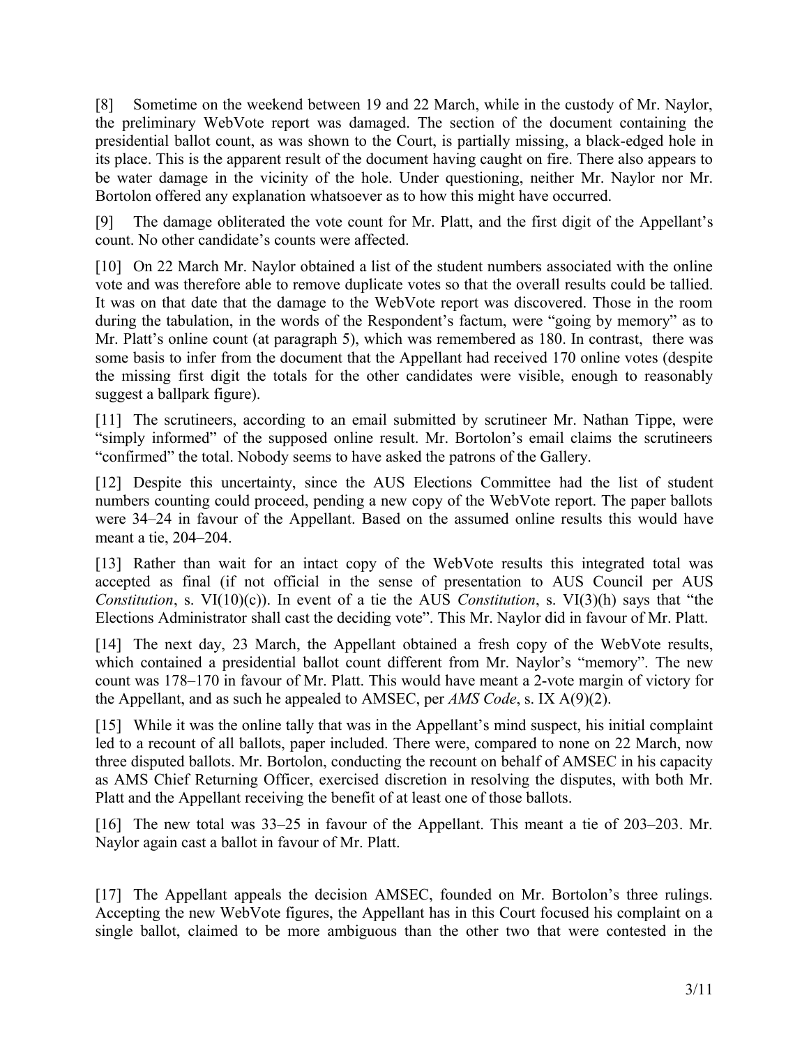[8] Sometime on the weekend between 19 and 22 March, while in the custody of Mr. Naylor, the preliminary WebVote report was damaged. The section of the document containing the presidential ballot count, as was shown to the Court, is partially missing, a black-edged hole in its place. This is the apparent result of the document having caught on fire. There also appears to be water damage in the vicinity of the hole. Under questioning, neither Mr. Naylor nor Mr. Bortolon offered any explanation whatsoever as to how this might have occurred.

[9] The damage obliterated the vote count for Mr. Platt, and the first digit of the Appellant's count. No other candidate's counts were affected.

[10] On 22 March Mr. Naylor obtained a list of the student numbers associated with the online vote and was therefore able to remove duplicate votes so that the overall results could be tallied. It was on that date that the damage to the WebVote report was discovered. Those in the room during the tabulation, in the words of the Respondent's factum, were "going by memory" as to Mr. Platt's online count (at paragraph 5), which was remembered as 180. In contrast, there was some basis to infer from the document that the Appellant had received 170 online votes (despite the missing first digit the totals for the other candidates were visible, enough to reasonably suggest a ballpark figure).

[11] The scrutineers, according to an email submitted by scrutineer Mr. Nathan Tippe, were "simply informed" of the supposed online result. Mr. Bortolon's email claims the scrutineers "confirmed" the total. Nobody seems to have asked the patrons of the Gallery.

[12] Despite this uncertainty, since the AUS Elections Committee had the list of student numbers counting could proceed, pending a new copy of the WebVote report. The paper ballots were 34–24 in favour of the Appellant. Based on the assumed online results this would have meant a tie, 204–204.

[13] Rather than wait for an intact copy of the WebVote results this integrated total was accepted as final (if not official in the sense of presentation to AUS Council per AUS *Constitution*, s. VI(10)(c)). In event of a tie the AUS *Constitution*, s. VI(3)(h) says that "the Elections Administrator shall cast the deciding vote". This Mr. Naylor did in favour of Mr. Platt.

[14] The next day, 23 March, the Appellant obtained a fresh copy of the WebVote results, which contained a presidential ballot count different from Mr. Naylor's "memory". The new count was 178–170 in favour of Mr. Platt. This would have meant a 2-vote margin of victory for the Appellant, and as such he appealed to AMSEC, per *AMS Code*, s. IX A(9)(2).

[15] While it was the online tally that was in the Appellant's mind suspect, his initial complaint led to a recount of all ballots, paper included. There were, compared to none on 22 March, now three disputed ballots. Mr. Bortolon, conducting the recount on behalf of AMSEC in his capacity as AMS Chief Returning Officer, exercised discretion in resolving the disputes, with both Mr. Platt and the Appellant receiving the benefit of at least one of those ballots.

[16] The new total was 33–25 in favour of the Appellant. This meant a tie of 203–203. Mr. Naylor again cast a ballot in favour of Mr. Platt.

[17] The Appellant appeals the decision AMSEC, founded on Mr. Bortolon's three rulings. Accepting the new WebVote figures, the Appellant has in this Court focused his complaint on a single ballot, claimed to be more ambiguous than the other two that were contested in the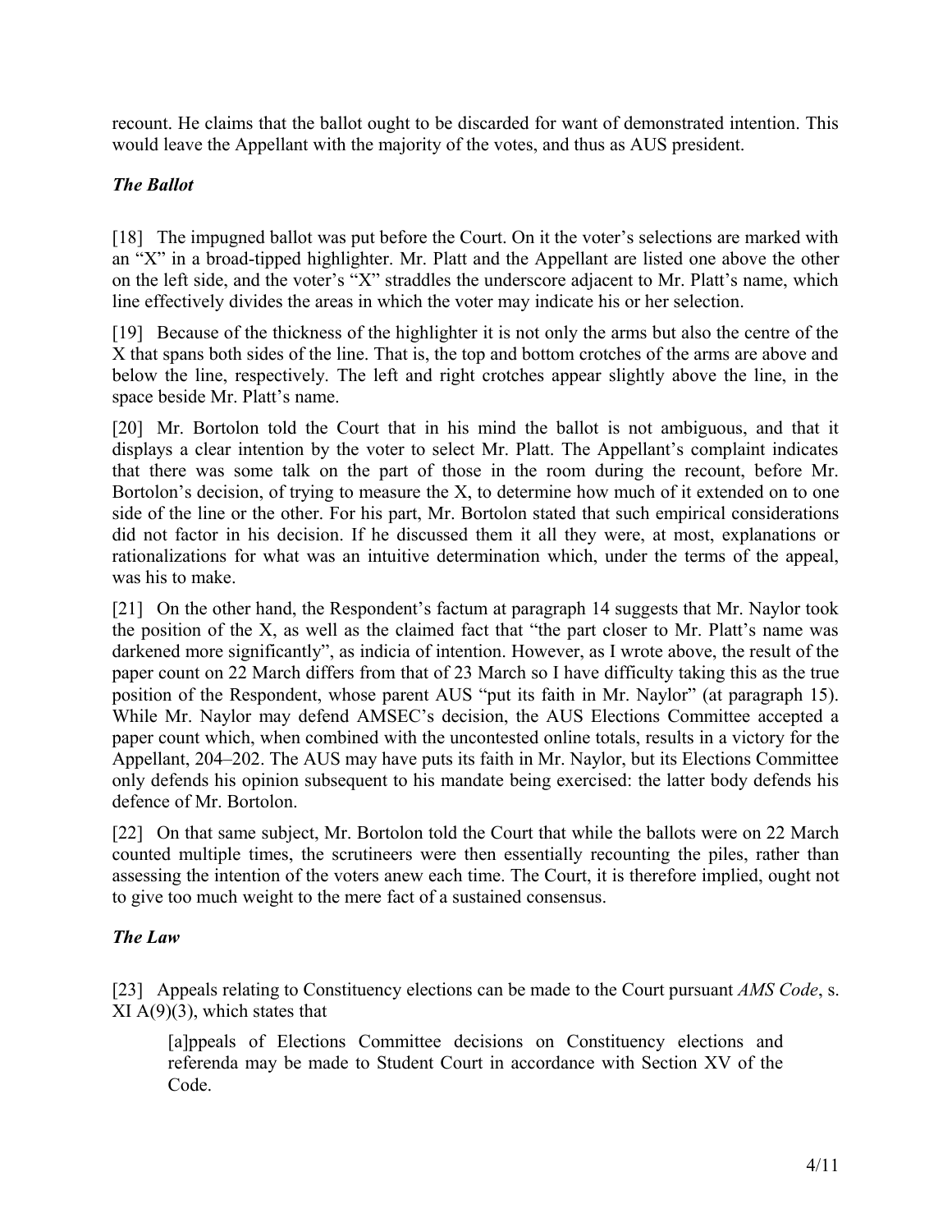recount. He claims that the ballot ought to be discarded for want of demonstrated intention. This would leave the Appellant with the majority of the votes, and thus as AUS president.

### *The Ballot*

[18] The impugned ballot was put before the Court. On it the voter's selections are marked with an "X" in a broad-tipped highlighter. Mr. Platt and the Appellant are listed one above the other on the left side, and the voter's "X" straddles the underscore adjacent to Mr. Platt's name, which line effectively divides the areas in which the voter may indicate his or her selection.

[19] Because of the thickness of the highlighter it is not only the arms but also the centre of the X that spans both sides of the line. That is, the top and bottom crotches of the arms are above and below the line, respectively. The left and right crotches appear slightly above the line, in the space beside Mr. Platt's name.

[20] Mr. Bortolon told the Court that in his mind the ballot is not ambiguous, and that it displays a clear intention by the voter to select Mr. Platt. The Appellant's complaint indicates that there was some talk on the part of those in the room during the recount, before Mr. Bortolon's decision, of trying to measure the X, to determine how much of it extended on to one side of the line or the other. For his part, Mr. Bortolon stated that such empirical considerations did not factor in his decision. If he discussed them it all they were, at most, explanations or rationalizations for what was an intuitive determination which, under the terms of the appeal, was his to make.

[21] On the other hand, the Respondent's factum at paragraph 14 suggests that Mr. Naylor took the position of the X, as well as the claimed fact that "the part closer to Mr. Platt's name was darkened more significantly", as indicia of intention. However, as I wrote above, the result of the paper count on 22 March differs from that of 23 March so I have difficulty taking this as the true position of the Respondent, whose parent AUS "put its faith in Mr. Naylor" (at paragraph 15). While Mr. Naylor may defend AMSEC's decision, the AUS Elections Committee accepted a paper count which, when combined with the uncontested online totals, results in a victory for the Appellant, 204–202. The AUS may have puts its faith in Mr. Naylor, but its Elections Committee only defends his opinion subsequent to his mandate being exercised: the latter body defends his defence of Mr. Bortolon.

[22] On that same subject, Mr. Bortolon told the Court that while the ballots were on 22 March counted multiple times, the scrutineers were then essentially recounting the piles, rather than assessing the intention of the voters anew each time. The Court, it is therefore implied, ought not to give too much weight to the mere fact of a sustained consensus.

### *The Law*

[23] Appeals relating to Constituency elections can be made to the Court pursuant *AMS Code*, s. XI A(9)(3), which states that

> [a]ppeals of Elections Committee decisions on Constituency elections and referenda may be made to Student Court in accordance with Section XV of the Code.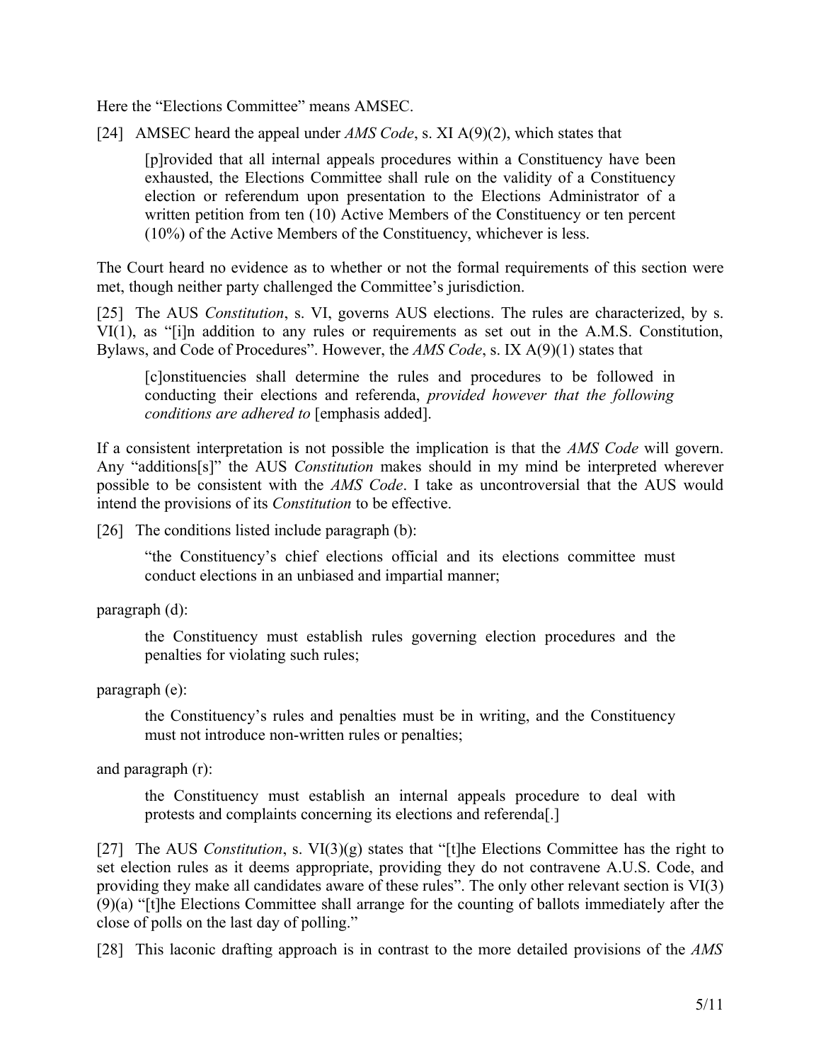Here the "Elections Committee" means AMSEC.

[24] AMSEC heard the appeal under *AMS Code*, s. XI A(9)(2), which states that

> [p]rovided that all internal appeals procedures within a Constituency have been exhausted, the Elections Committee shall rule on the validity of a Constituency election or referendum upon presentation to the Elections Administrator of a written petition from ten (10) Active Members of the Constituency or ten percent (10%) of the Active Members of the Constituency, whichever is less.

The Court heard no evidence as to whether or not the formal requirements of this section were met, though neither party challenged the Committee's jurisdiction.

[25] The AUS *Constitution*, s. VI, governs AUS elections. The rules are characterized, by s. VI(1), as "[i]n addition to any rules or requirements as set out in the A.M.S. Constitution, Bylaws, and Code of Procedures". However, the *AMS Code*, s. IX A(9)(1) states that

> [c]onstituencies shall determine the rules and procedures to be followed in conducting their elections and referenda, *provided however that the following conditions are adhered to* [emphasis added].

If a consistent interpretation is not possible the implication is that the *AMS Code* will govern. Any "additions[s]" the AUS *Constitution* makes should in my mind be interpreted wherever possible to be consistent with the *AMS Code*. I take as uncontroversial that the AUS would intend the provisions of its *Constitution* to be effective.

[26] The conditions listed include paragraph (b):

> "the Constituency's chief elections official and its elections committee must conduct elections in an unbiased and impartial manner;

paragraph (d):

> the Constituency must establish rules governing election procedures and the penalties for violating such rules;

paragraph (e):

> the Constituency's rules and penalties must be in writing, and the Constituency must not introduce non-written rules or penalties;

and paragraph (r):

> the Constituency must establish an internal appeals procedure to deal with protests and complaints concerning its elections and referenda[.]

[27] The AUS *Constitution*, s. VI(3)(g) states that "[t]he Elections Committee has the right to set election rules as it deems appropriate, providing they do not contravene A.U.S. Code, and providing they make all candidates aware of these rules". The only other relevant section is VI(3)(9)(a) "[t]he Elections Committee shall arrange for the counting of ballots immediately after the close of polls on the last day of polling."

[28] This laconic drafting approach is in contrast to the more detailed provisions of the *AMS*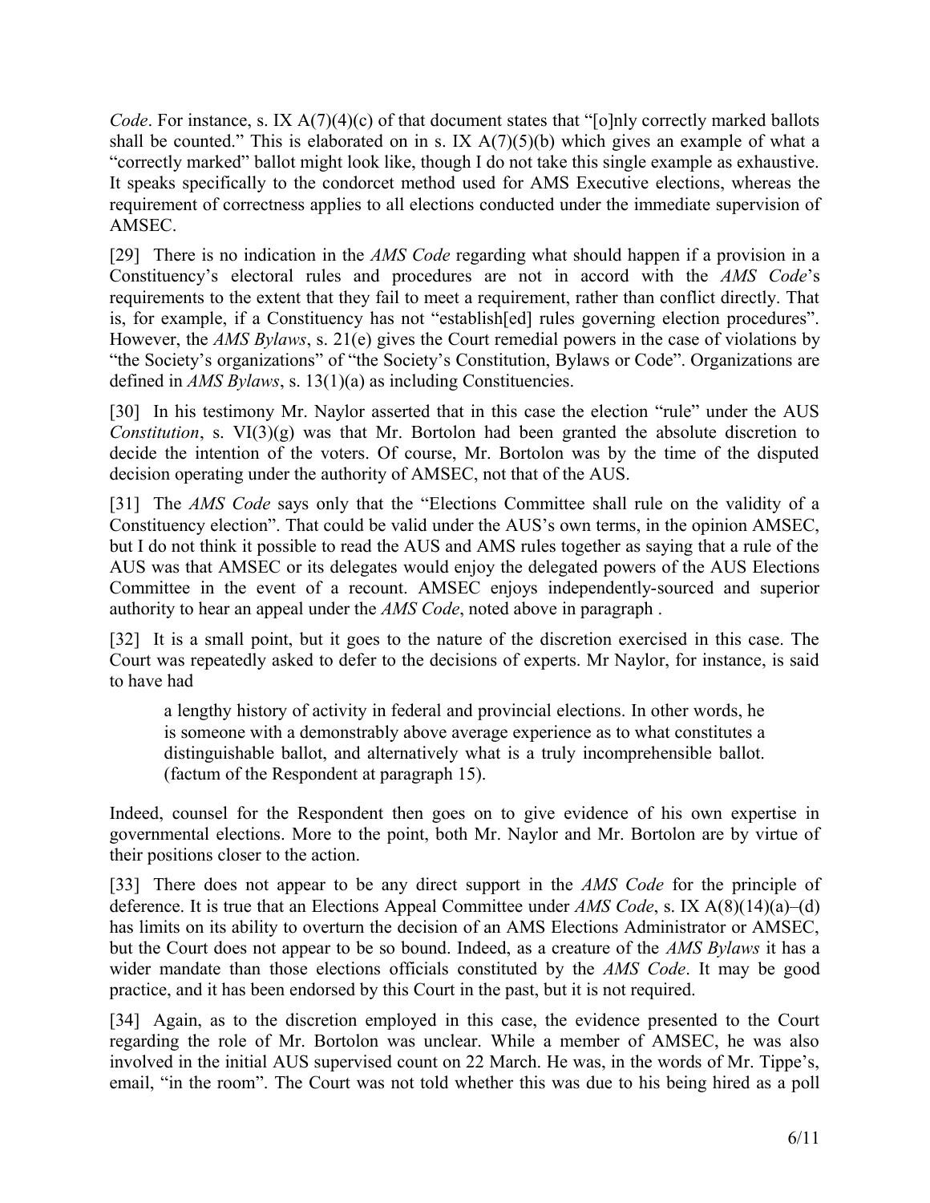*Code*. For instance, s. IX A(7)(4)(c) of that document states that "[o]nly correctly marked ballots shall be counted." This is elaborated on in s. IX A(7)(5)(b) which gives an example of what a "correctly marked" ballot might look like, though I do not take this single example as exhaustive. It speaks specifically to the condorcet method used for AMS Executive elections, whereas the requirement of correctness applies to all elections conducted under the immediate supervision of AMSEC.

[29] There is no indication in the *AMS Code* regarding what should happen if a provision in a Constituency's electoral rules and procedures are not in accord with the *AMS Code*'s requirements to the extent that they fail to meet a requirement, rather than conflict directly. That is, for example, if a Constituency has not "establish[ed] rules governing election procedures". However, the *AMS Bylaws*, s. 21(e) gives the Court remedial powers in the case of violations by "the Society's organizations" of "the Society's Constitution, Bylaws or Code". Organizations are defined in *AMS Bylaws*, s. 13(1)(a) as including Constituencies.

[30] In his testimony Mr. Naylor asserted that in this case the election "rule" under the AUS *Constitution*, s. VI(3)(g) was that Mr. Bortolon had been granted the absolute discretion to decide the intention of the voters. Of course, Mr. Bortolon was by the time of the disputed decision operating under the authority of AMSEC, not that of the AUS.

[31] The *AMS Code* says only that the "Elections Committee shall rule on the validity of a Constituency election". That could be valid under the AUS's own terms, in the opinion AMSEC, but I do not think it possible to read the AUS and AMS rules together as saying that a rule of the AUS was that AMSEC or its delegates would enjoy the delegated powers of the AUS Elections Committee in the event of a recount. AMSEC enjoys independently-sourced and superior authority to hear an appeal under the *AMS Code*, noted above in paragraph .

[32] It is a small point, but it goes to the nature of the discretion exercised in this case. The Court was repeatedly asked to defer to the decisions of experts. Mr Naylor, for instance, is said to have had

> a lengthy history of activity in federal and provincial elections. In other words, he is someone with a demonstrably above average experience as to what constitutes a distinguishable ballot, and alternatively what is a truly incomprehensible ballot. (factum of the Respondent at paragraph 15).

Indeed, counsel for the Respondent then goes on to give evidence of his own expertise in governmental elections. More to the point, both Mr. Naylor and Mr. Bortolon are by virtue of their positions closer to the action.

[33] There does not appear to be any direct support in the *AMS Code* for the principle of deference. It is true that an Elections Appeal Committee under *AMS Code*, s. IX A(8)(14)(a)–(d) has limits on its ability to overturn the decision of an AMS Elections Administrator or AMSEC, but the Court does not appear to be so bound. Indeed, as a creature of the *AMS Bylaws* it has a wider mandate than those elections officials constituted by the *AMS Code*. It may be good practice, and it has been endorsed by this Court in the past, but it is not required.

[34] Again, as to the discretion employed in this case, the evidence presented to the Court regarding the role of Mr. Bortolon was unclear. While a member of AMSEC, he was also involved in the initial AUS supervised count on 22 March. He was, in the words of Mr. Tippe's, email, "in the room". The Court was not told whether this was due to his being hired as a poll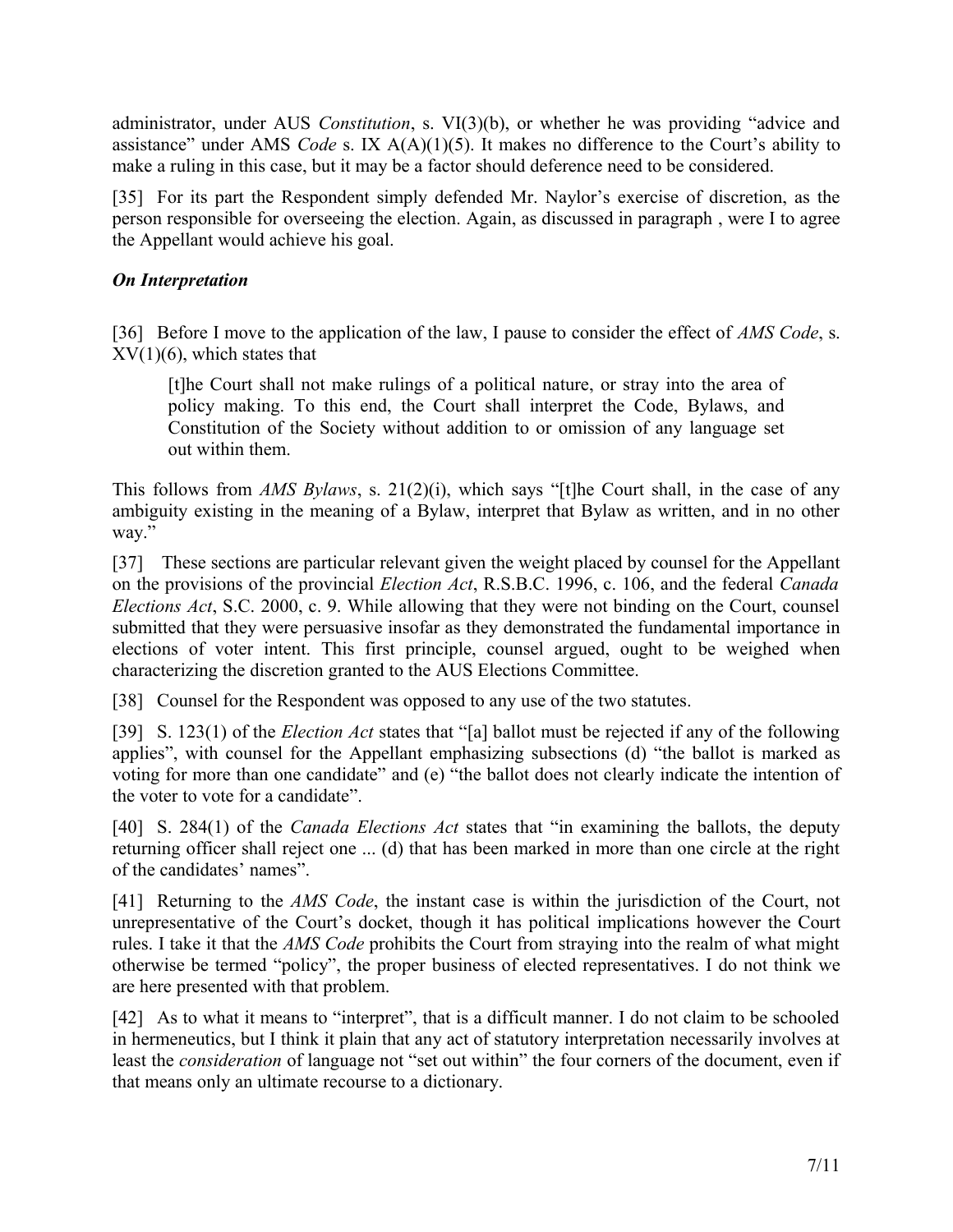administrator, under AUS *Constitution*, s. VI(3)(b), or whether he was providing "advice and assistance" under AMS *Code* s. IX A(A)(1)(5). It makes no difference to the Court's ability to make a ruling in this case, but it may be a factor should deference need to be considered.

[35] For its part the Respondent simply defended Mr. Naylor's exercise of discretion, as the person responsible for overseeing the election. Again, as discussed in paragraph , were I to agree the Appellant would achieve his goal.

### *On Interpretation*

[36] Before I move to the application of the law, I pause to consider the effect of *AMS Code*, s. XV(1)(6), which states that

> [t]he Court shall not make rulings of a political nature, or stray into the area of policy making. To this end, the Court shall interpret the Code, Bylaws, and Constitution of the Society without addition to or omission of any language set out within them.

This follows from *AMS Bylaws*, s. 21(2)(i), which says "[t]he Court shall, in the case of any ambiguity existing in the meaning of a Bylaw, interpret that Bylaw as written, and in no other way."

[37] These sections are particular relevant given the weight placed by counsel for the Appellant on the provisions of the provincial *Election Act*, R.S.B.C. 1996, c. 106, and the federal *Canada Elections Act*, S.C. 2000, c. 9. While allowing that they were not binding on the Court, counsel submitted that they were persuasive insofar as they demonstrated the fundamental importance in elections of voter intent. This first principle, counsel argued, ought to be weighed when characterizing the discretion granted to the AUS Elections Committee.

[38] Counsel for the Respondent was opposed to any use of the two statutes.

[39] S. 123(1) of the *Election Act* states that "[a] ballot must be rejected if any of the following applies", with counsel for the Appellant emphasizing subsections (d) "the ballot is marked as voting for more than one candidate" and (e) "the ballot does not clearly indicate the intention of the voter to vote for a candidate".

[40] S. 284(1) of the *Canada Elections Act* states that "in examining the ballots, the deputy returning officer shall reject one ... (d) that has been marked in more than one circle at the right of the candidates' names".

[41] Returning to the *AMS Code*, the instant case is within the jurisdiction of the Court, not unrepresentative of the Court's docket, though it has political implications however the Court rules. I take it that the *AMS Code* prohibits the Court from straying into the realm of what might otherwise be termed "policy", the proper business of elected representatives. I do not think we are here presented with that problem.

[42] As to what it means to "interpret", that is a difficult manner. I do not claim to be schooled in hermeneutics, but I think it plain that any act of statutory interpretation necessarily involves at least the *consideration* of language not "set out within" the four corners of the document, even if that means only an ultimate recourse to a dictionary.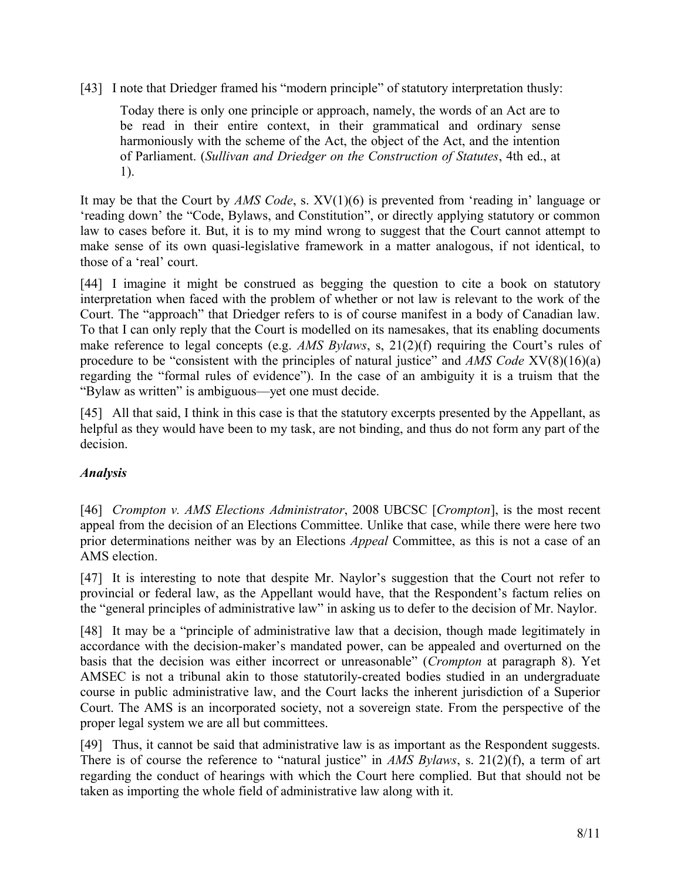[43] I note that Driedger framed his "modern principle" of statutory interpretation thusly:

> Today there is only one principle or approach, namely, the words of an Act are to be read in their entire context, in their grammatical and ordinary sense harmoniously with the scheme of the Act, the object of the Act, and the intention of Parliament. (*Sullivan and Driedger on the Construction of Statutes*, 4th ed., at 1).

It may be that the Court by *AMS Code*, s. XV(1)(6) is prevented from 'reading in' language or 'reading down' the "Code, Bylaws, and Constitution", or directly applying statutory or common law to cases before it. But, it is to my mind wrong to suggest that the Court cannot attempt to make sense of its own quasi-legislative framework in a matter analogous, if not identical, to those of a 'real' court.

[44] I imagine it might be construed as begging the question to cite a book on statutory interpretation when faced with the problem of whether or not law is relevant to the work of the Court. The "approach" that Driedger refers to is of course manifest in a body of Canadian law. To that I can only reply that the Court is modelled on its namesakes, that its enabling documents make reference to legal concepts (e.g. *AMS Bylaws*, s, 21(2)(f) requiring the Court's rules of procedure to be "consistent with the principles of natural justice" and *AMS Code* XV(8)(16)(a) regarding the "formal rules of evidence"). In the case of an ambiguity it is a truism that the "Bylaw as written" is ambiguous—yet one must decide.

[45] All that said, I think in this case is that the statutory excerpts presented by the Appellant, as helpful as they would have been to my task, are not binding, and thus do not form any part of the decision.

### *Analysis*

[46] *Crompton v. AMS Elections Administrator*, 2008 UBCSC [*Crompton*], is the most recent appeal from the decision of an Elections Committee. Unlike that case, while there were here two prior determinations neither was by an Elections *Appeal* Committee, as this is not a case of an AMS election.

[47] It is interesting to note that despite Mr. Naylor's suggestion that the Court not refer to provincial or federal law, as the Appellant would have, that the Respondent's factum relies on the "general principles of administrative law" in asking us to defer to the decision of Mr. Naylor.

[48] It may be a "principle of administrative law that a decision, though made legitimately in accordance with the decision-maker's mandated power, can be appealed and overturned on the basis that the decision was either incorrect or unreasonable" (*Crompton* at paragraph 8). Yet AMSEC is not a tribunal akin to those statutorily-created bodies studied in an undergraduate course in public administrative law, and the Court lacks the inherent jurisdiction of a Superior Court. The AMS is an incorporated society, not a sovereign state. From the perspective of the proper legal system we are all but committees.

[49] Thus, it cannot be said that administrative law is as important as the Respondent suggests. There is of course the reference to "natural justice" in *AMS Bylaws*, s. 21(2)(f), a term of art regarding the conduct of hearings with which the Court here complied. But that should not be taken as importing the whole field of administrative law along with it.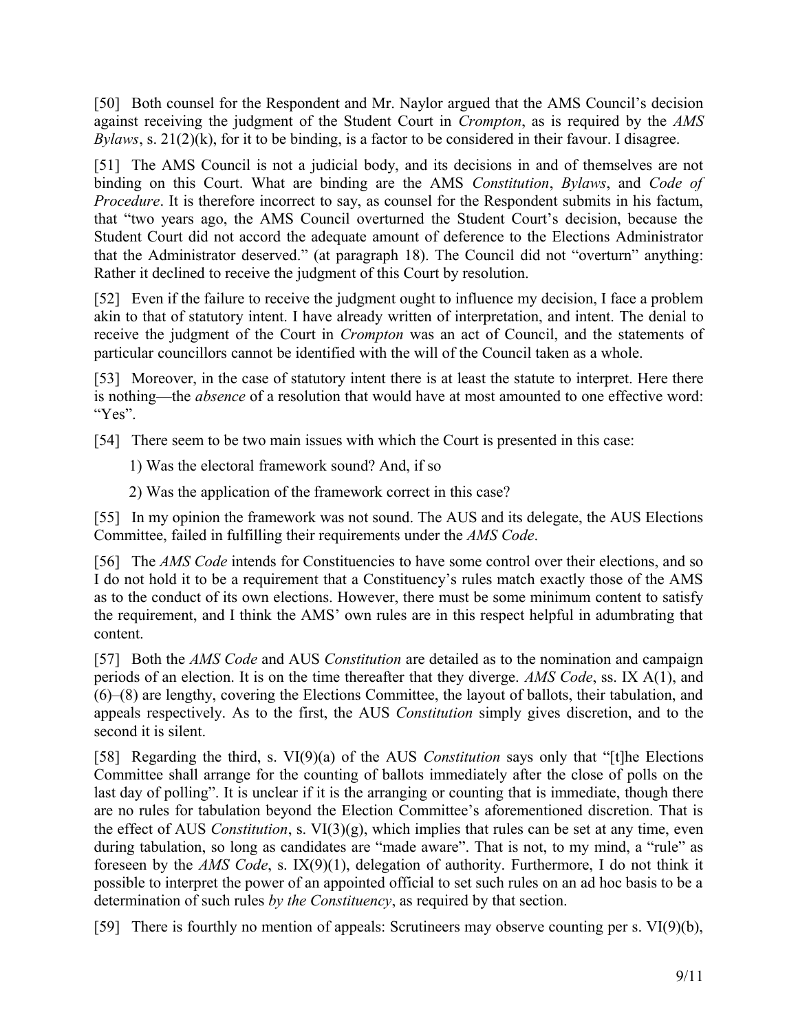[50] Both counsel for the Respondent and Mr. Naylor argued that the AMS Council's decision against receiving the judgment of the Student Court in *Crompton*, as is required by the *AMS Bylaws*, s. 21(2)(k), for it to be binding, is a factor to be considered in their favour. I disagree.

[51] The AMS Council is not a judicial body, and its decisions in and of themselves are not binding on this Court. What are binding are the AMS *Constitution*, *Bylaws*, and *Code of Procedure*. It is therefore incorrect to say, as counsel for the Respondent submits in his factum, that "two years ago, the AMS Council overturned the Student Court's decision, because the Student Court did not accord the adequate amount of deference to the Elections Administrator that the Administrator deserved." (at paragraph 18). The Council did not "overturn" anything: Rather it declined to receive the judgment of this Court by resolution.

[52] Even if the failure to receive the judgment ought to influence my decision, I face a problem akin to that of statutory intent. I have already written of interpretation, and intent. The denial to receive the judgment of the Court in *Crompton* was an act of Council, and the statements of particular councillors cannot be identified with the will of the Council taken as a whole.

[53] Moreover, in the case of statutory intent there is at least the statute to interpret. Here there is nothing—the *absence* of a resolution that would have at most amounted to one effective word: "Yes".

[54] There seem to be two main issues with which the Court is presented in this case:

1) Was the electoral framework sound? And, if so

2) Was the application of the framework correct in this case?

[55] In my opinion the framework was not sound. The AUS and its delegate, the AUS Elections Committee, failed in fulfilling their requirements under the *AMS Code*.

[56] The *AMS Code* intends for Constituencies to have some control over their elections, and so I do not hold it to be a requirement that a Constituency's rules match exactly those of the AMS as to the conduct of its own elections. However, there must be some minimum content to satisfy the requirement, and I think the AMS' own rules are in this respect helpful in adumbrating that content.

[57] Both the *AMS Code* and AUS *Constitution* are detailed as to the nomination and campaign periods of an election. It is on the time thereafter that they diverge. *AMS Code*, ss. IX A(1), and (6)–(8) are lengthy, covering the Elections Committee, the layout of ballots, their tabulation, and appeals respectively. As to the first, the AUS *Constitution* simply gives discretion, and to the second it is silent.

[58] Regarding the third, s. VI(9)(a) of the AUS *Constitution* says only that "[t]he Elections Committee shall arrange for the counting of ballots immediately after the close of polls on the last day of polling". It is unclear if it is the arranging or counting that is immediate, though there are no rules for tabulation beyond the Election Committee's aforementioned discretion. That is the effect of AUS *Constitution*, s. VI(3)(g), which implies that rules can be set at any time, even during tabulation, so long as candidates are "made aware". That is not, to my mind, a "rule" as foreseen by the *AMS Code*, s. IX(9)(1), delegation of authority. Furthermore, I do not think it possible to interpret the power of an appointed official to set such rules on an ad hoc basis to be a determination of such rules *by the Constituency*, as required by that section.

[59] There is fourthly no mention of appeals: Scrutineers may observe counting per s. VI(9)(b),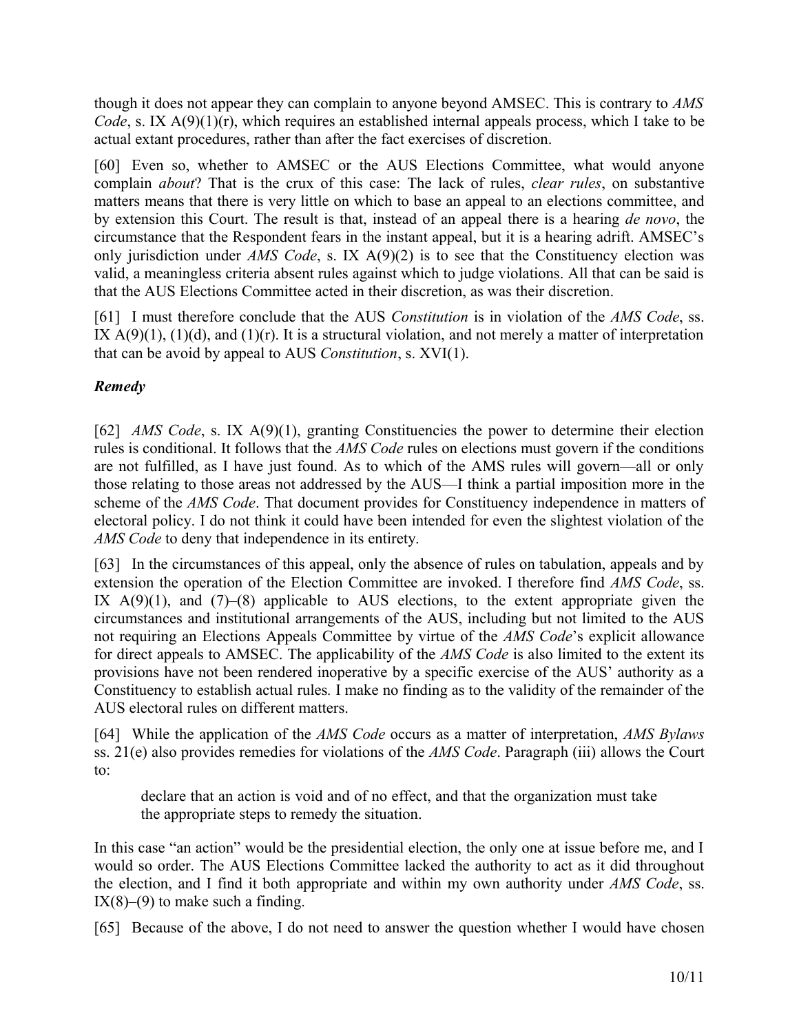though it does not appear they can complain to anyone beyond AMSEC. This is contrary to *AMS Code*, s. IX A(9)(1)(r), which requires an established internal appeals process, which I take to be actual extant procedures, rather than after the fact exercises of discretion.

[60] Even so, whether to AMSEC or the AUS Elections Committee, what would anyone complain *about*? That is the crux of this case: The lack of rules, *clear rules*, on substantive matters means that there is very little on which to base an appeal to an elections committee, and by extension this Court. The result is that, instead of an appeal there is a hearing *de novo*, the circumstance that the Respondent fears in the instant appeal, but it is a hearing adrift. AMSEC's only jurisdiction under *AMS Code*, s. IX A(9)(2) is to see that the Constituency election was valid, a meaningless criteria absent rules against which to judge violations. All that can be said is that the AUS Elections Committee acted in their discretion, as was their discretion.

[61] I must therefore conclude that the AUS *Constitution* is in violation of the *AMS Code*, ss. IX A(9)(1), (1)(d), and (1)(r). It is a structural violation, and not merely a matter of interpretation that can be avoid by appeal to AUS *Constitution*, s. XVI(1).

### *Remedy*

[62] *AMS Code*, s. IX A(9)(1), granting Constituencies the power to determine their election rules is conditional. It follows that the *AMS Code* rules on elections must govern if the conditions are not fulfilled, as I have just found. As to which of the AMS rules will govern—all or only those relating to those areas not addressed by the AUS—I think a partial imposition more in the scheme of the *AMS Code*. That document provides for Constituency independence in matters of electoral policy. I do not think it could have been intended for even the slightest violation of the *AMS Code* to deny that independence in its entirety.

[63] In the circumstances of this appeal, only the absence of rules on tabulation, appeals and by extension the operation of the Election Committee are invoked. I therefore find *AMS Code*, ss. IX A(9)(1), and (7)–(8) applicable to AUS elections, to the extent appropriate given the circumstances and institutional arrangements of the AUS, including but not limited to the AUS not requiring an Elections Appeals Committee by virtue of the *AMS Code*'s explicit allowance for direct appeals to AMSEC. The applicability of the *AMS Code* is also limited to the extent its provisions have not been rendered inoperative by a specific exercise of the AUS' authority as a Constituency to establish actual rules. I make no finding as to the validity of the remainder of the AUS electoral rules on different matters.

[64] While the application of the *AMS Code* occurs as a matter of interpretation, *AMS Bylaws* ss. 21(e) also provides remedies for violations of the *AMS Code*. Paragraph (iii) allows the Court to:

> declare that an action is void and of no effect, and that the organization must take the appropriate steps to remedy the situation.

In this case "an action" would be the presidential election, the only one at issue before me, and I would so order. The AUS Elections Committee lacked the authority to act as it did throughout the election, and I find it both appropriate and within my own authority under *AMS Code*, ss. IX(8)–(9) to make such a finding.

[65] Because of the above, I do not need to answer the question whether I would have chosen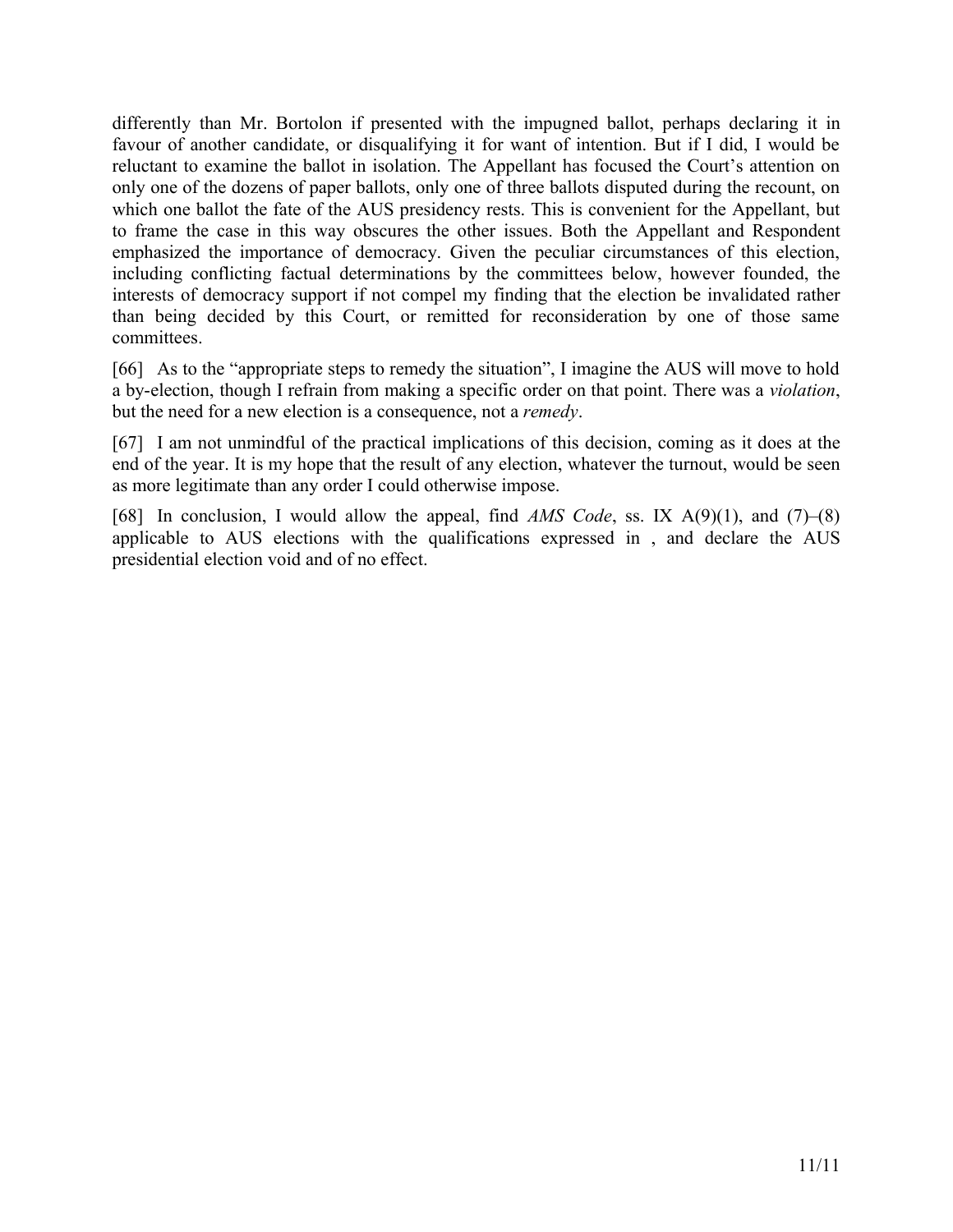differently than Mr. Bortolon if presented with the impugned ballot, perhaps declaring it in favour of another candidate, or disqualifying it for want of intention. But if I did, I would be reluctant to examine the ballot in isolation. The Appellant has focused the Court's attention on only one of the dozens of paper ballots, only one of three ballots disputed during the recount, on which one ballot the fate of the AUS presidency rests. This is convenient for the Appellant, but to frame the case in this way obscures the other issues. Both the Appellant and Respondent emphasized the importance of democracy. Given the peculiar circumstances of this election, including conflicting factual determinations by the committees below, however founded, the interests of democracy support if not compel my finding that the election be invalidated rather than being decided by this Court, or remitted for reconsideration by one of those same committees.

[66] As to the "appropriate steps to remedy the situation", I imagine the AUS will move to hold a by-election, though I refrain from making a specific order on that point. There was a *violation*, but the need for a new election is a consequence, not a *remedy*.

[67] I am not unmindful of the practical implications of this decision, coming as it does at the end of the year. It is my hope that the result of any election, whatever the turnout, would be seen as more legitimate than any order I could otherwise impose.

[68] In conclusion, I would allow the appeal, find *AMS Code*, ss. IX A(9)(1), and (7)–(8) applicable to AUS elections with the qualifications expressed in , and declare the AUS presidential election void and of no effect.